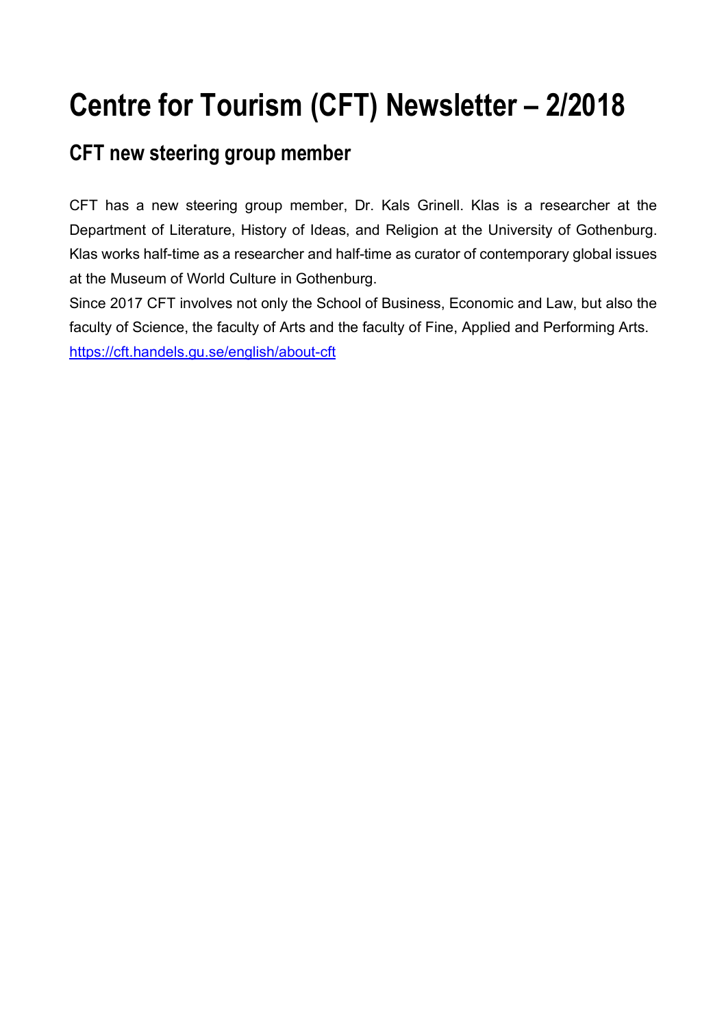# Centre for Tourism (CFT) Newsletter – 2/2018

## CFT new steering group member

CFT has a new steering group member, Dr. Kals Grinell. Klas is a researcher at the Department of Literature, History of Ideas, and Religion at the University of Gothenburg. Klas works half-time as a researcher and half-time as curator of contemporary global issues at the Museum of World Culture in Gothenburg.

Since 2017 CFT involves not only the School of Business, Economic and Law, but also the faculty of Science, the faculty of Arts and the faculty of Fine, Applied and Performing Arts.

https://cft.handels.gu.se/english/about-cft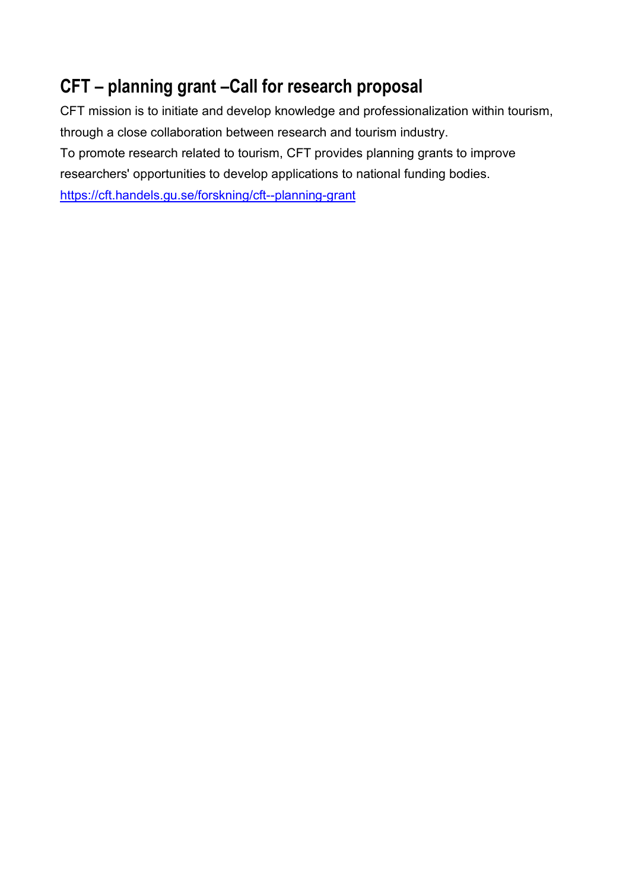## CFT – planning grant –Call for research proposal

CFT mission is to initiate and develop knowledge and professionalization within tourism, through a close collaboration between research and tourism industry.

To promote research related to tourism, CFT provides planning grants to improve researchers' opportunities to develop applications to national funding bodies.

https://cft.handels.gu.se/forskning/cft--planning-grant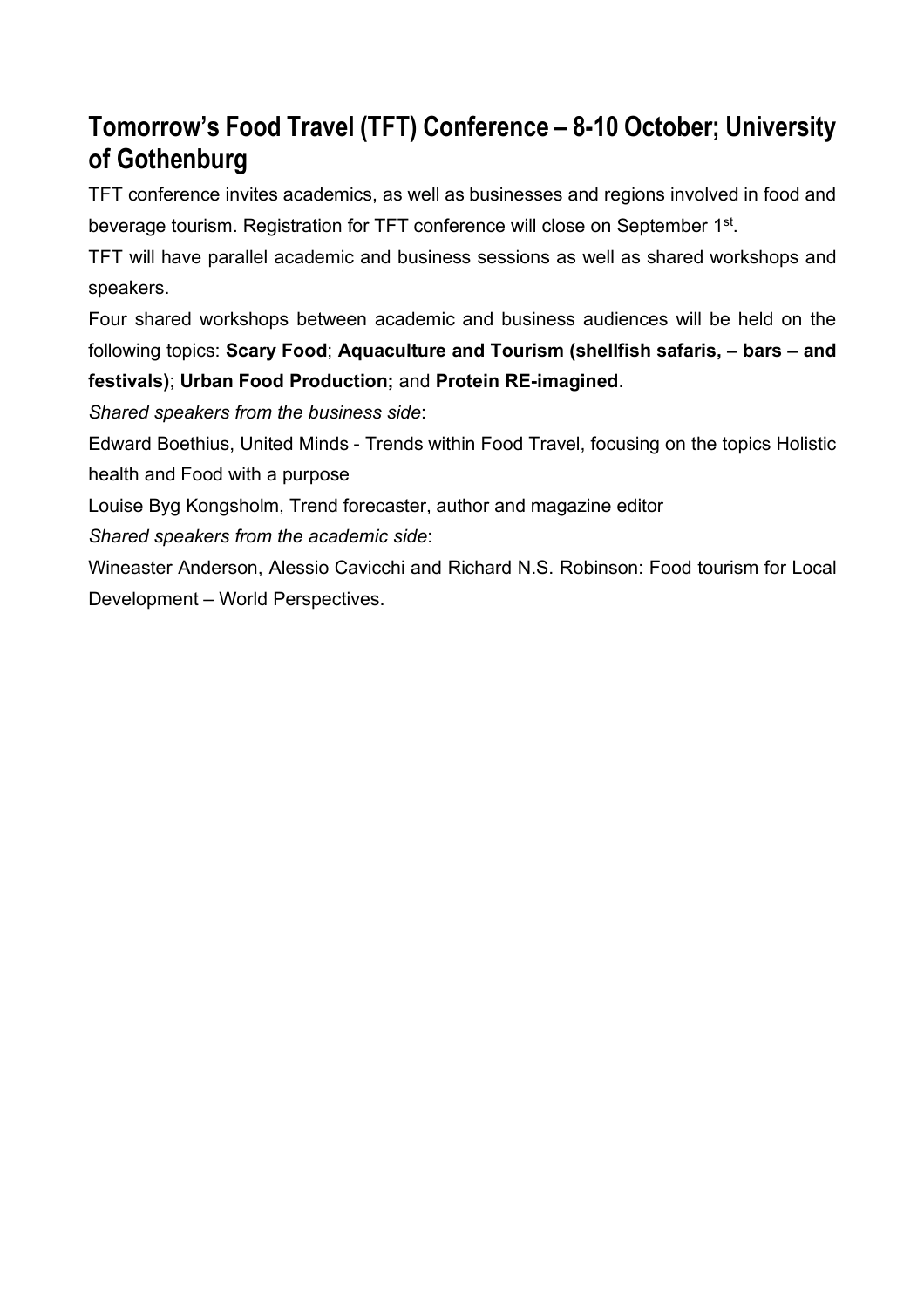## Tomorrow's Food Travel (TFT) Conference – 8-10 October; University of Gothenburg

TFT conference invites academics, as well as businesses and regions involved in food and beverage tourism. Registration for TFT conference will close on September 1st.

TFT will have parallel academic and business sessions as well as shared workshops and speakers.

Four shared workshops between academic and business audiences will be held on the following topics: **Scary Food**; **Aquaculture and Tourism (shellfish safaris, – bars – and festivals)**; **Urban Food Production;** and **Protein RE-imagined**.

*Shared speakers from the business side*:

Edward Boethius, United Minds - Trends within Food Travel, focusing on the topics Holistic health and Food with a purpose

Louise Byg Kongsholm, Trend forecaster, author and magazine editor

*Shared speakers from the academic side*:

Wineaster Anderson, Alessio Cavicchi and Richard N.S. Robinson: Food tourism for Local Development – World Perspectives.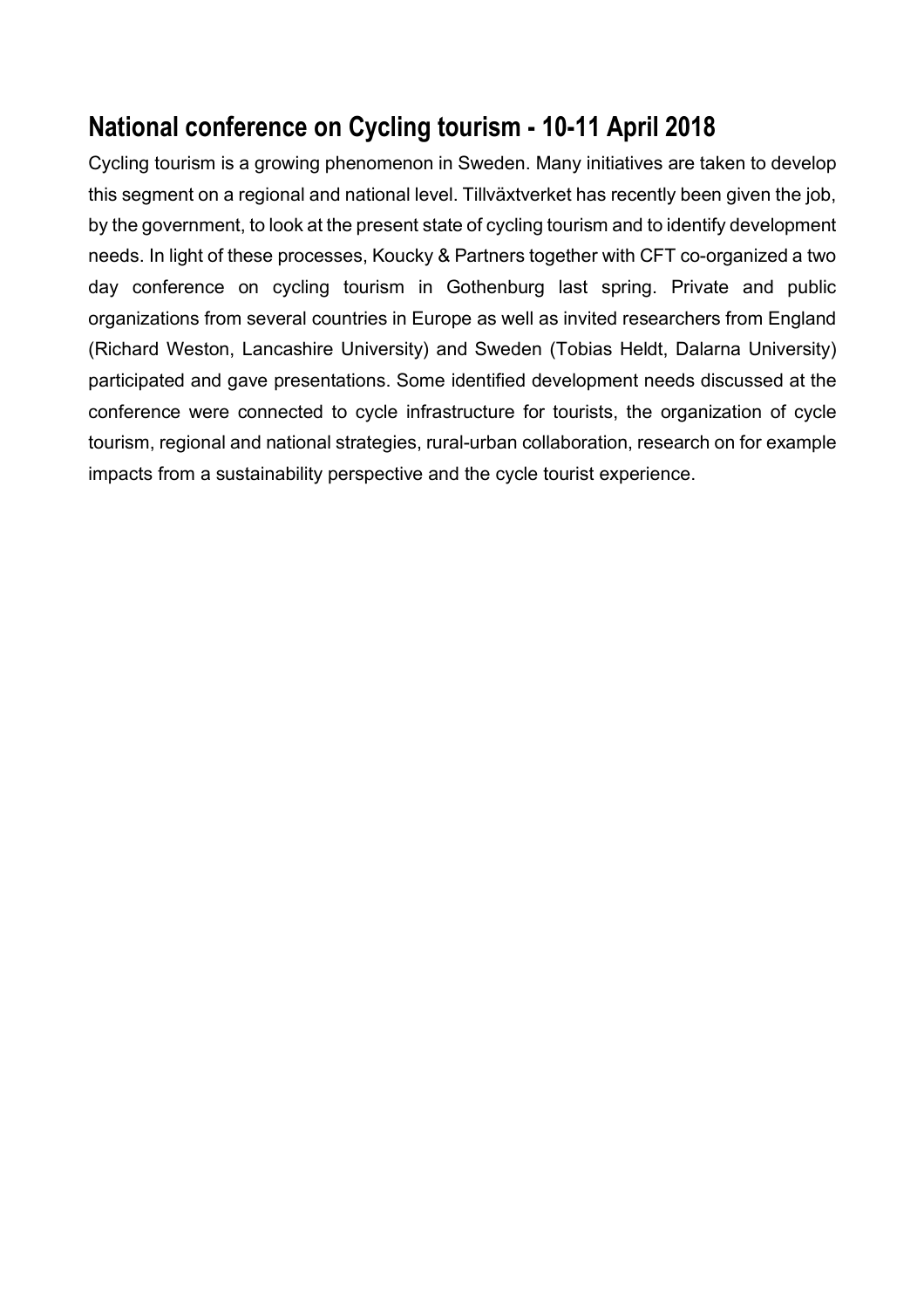## National conference on Cycling tourism - 10-11 April 2018

Cycling tourism is a growing phenomenon in Sweden. Many initiatives are taken to develop this segment on a regional and national level. Tillväxtverket has recently been given the job, by the government, to look at the present state of cycling tourism and to identify development needs. In light of these processes, Koucky & Partners together with CFT co-organized a two day conference on cycling tourism in Gothenburg last spring. Private and public organizations from several countries in Europe as well as invited researchers from England (Richard Weston, Lancashire University) and Sweden (Tobias Heldt, Dalarna University) participated and gave presentations. Some identified development needs discussed at the conference were connected to cycle infrastructure for tourists, the organization of cycle tourism, regional and national strategies, rural-urban collaboration, research on for example impacts from a sustainability perspective and the cycle tourist experience.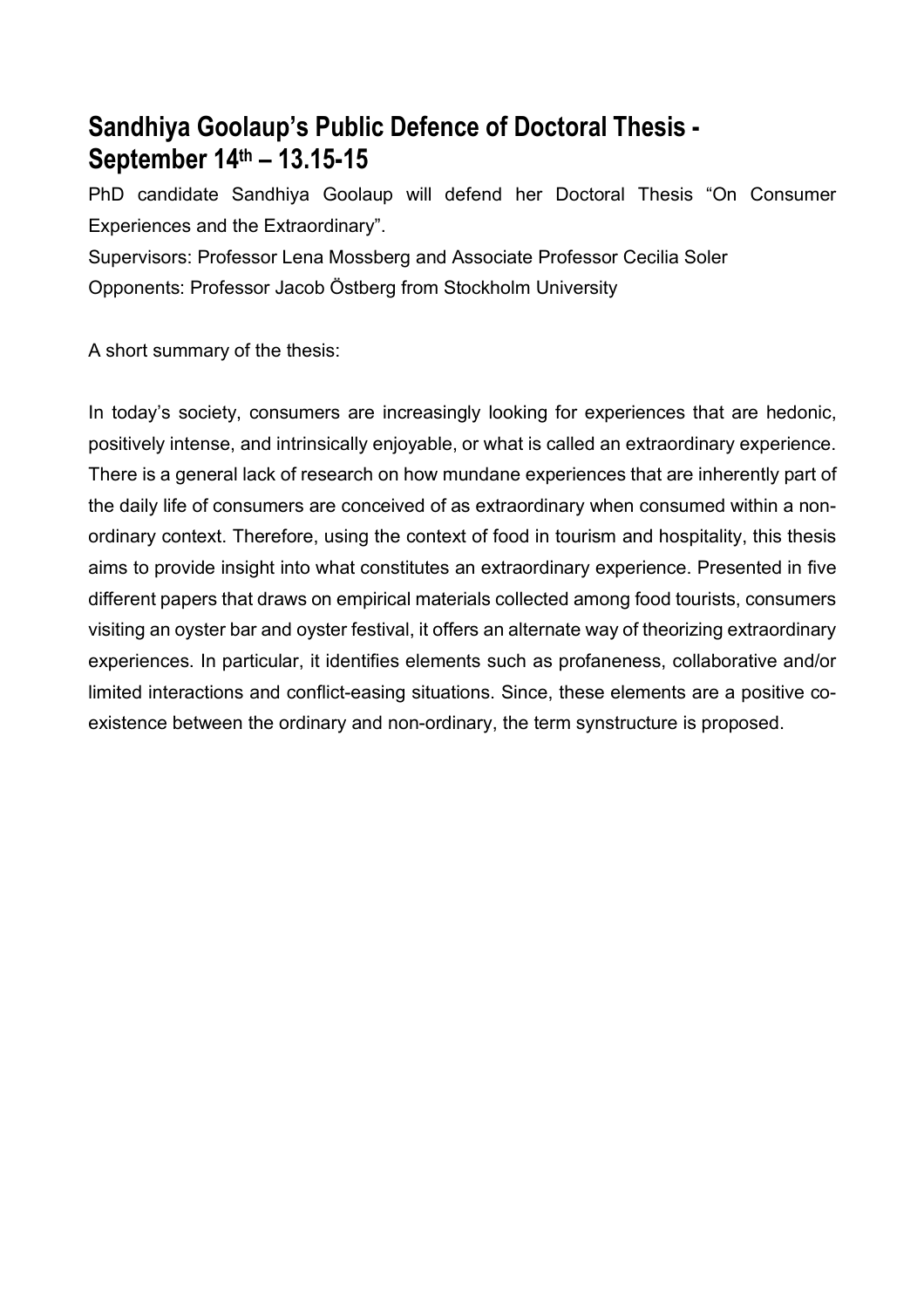## Sandhiya Goolaup's Public Defence of Doctoral Thesis - September 14th – 13.15-15

PhD candidate Sandhiya Goolaup will defend her Doctoral Thesis "On Consumer Experiences and the Extraordinary".

Supervisors: Professor Lena Mossberg and Associate Professor Cecilia Soler

Opponents: Professor Jacob Östberg from Stockholm University

A short summary of the thesis:

In today's society, consumers are increasingly looking for experiences that are hedonic, positively intense, and intrinsically enjoyable, or what is called an extraordinary experience. There is a general lack of research on how mundane experiences that are inherently part of the daily life of consumers are conceived of as extraordinary when consumed within a non-ordinary context. Therefore, using the context of food in tourism and hospitality, this thesis aims to provide insight into what constitutes an extraordinary experience. Presented in five different papers that draws on empirical materials collected among food tourists, consumers visiting an oyster bar and oyster festival, it offers an alternate way of theorizing extraordinary experiences. In particular, it identifies elements such as profaneness, collaborative and/or limited interactions and conflict-easing situations. Since, these elements are a positive co-existence between the ordinary and non-ordinary, the term synstructure is proposed.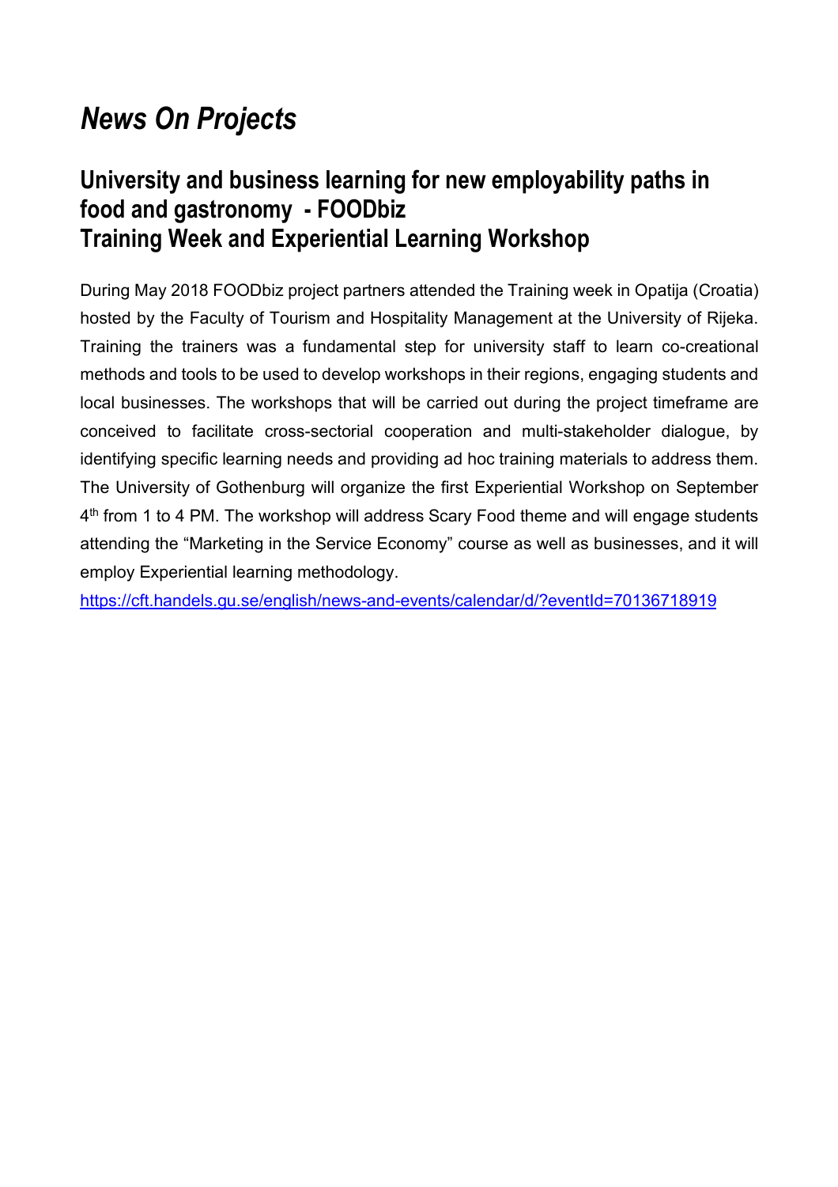# *News On Projects*

## University and business learning for new employability paths in food and gastronomy - FOODbiz
## Training Week and Experiential Learning Workshop

During May 2018 FOODbiz project partners attended the Training week in Opatija (Croatia) hosted by the Faculty of Tourism and Hospitality Management at the University of Rijeka. Training the trainers was a fundamental step for university staff to learn co-creational methods and tools to be used to develop workshops in their regions, engaging students and local businesses. The workshops that will be carried out during the project timeframe are conceived to facilitate cross-sectorial cooperation and multi-stakeholder dialogue, by identifying specific learning needs and providing ad hoc training materials to address them. The University of Gothenburg will organize the first Experiential Workshop on September 4th from 1 to 4 PM. The workshop will address Scary Food theme and will engage students attending the "Marketing in the Service Economy" course as well as businesses, and it will employ Experiential learning methodology.

https://cft.handels.gu.se/english/news-and-events/calendar/d/?eventId=70136718919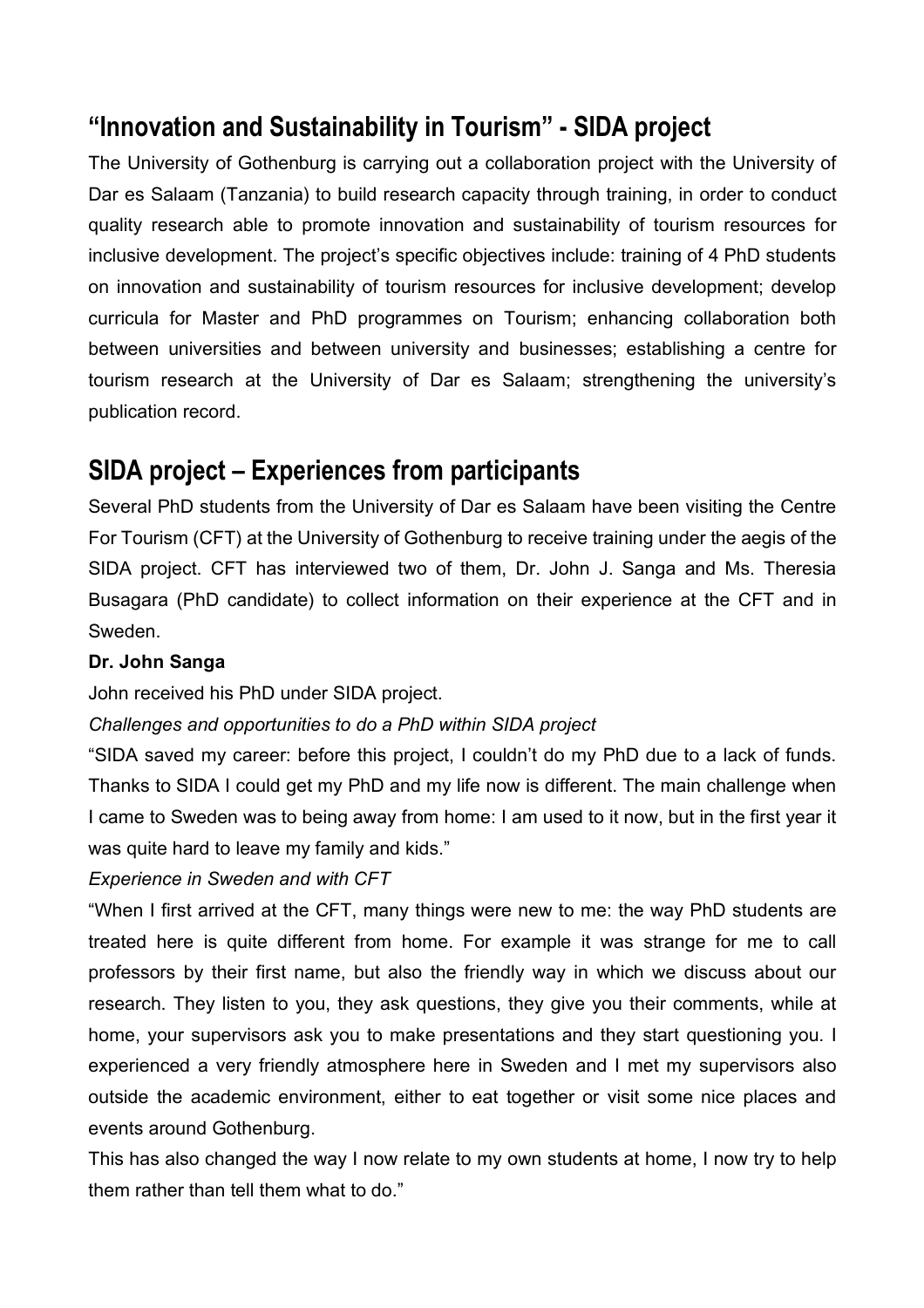## "Innovation and Sustainability in Tourism" - SIDA project

The University of Gothenburg is carrying out a collaboration project with the University of Dar es Salaam (Tanzania) to build research capacity through training, in order to conduct quality research able to promote innovation and sustainability of tourism resources for inclusive development. The project's specific objectives include: training of 4 PhD students on innovation and sustainability of tourism resources for inclusive development; develop curricula for Master and PhD programmes on Tourism; enhancing collaboration both between universities and between university and businesses; establishing a centre for tourism research at the University of Dar es Salaam; strengthening the university's publication record.

## SIDA project – Experiences from participants

Several PhD students from the University of Dar es Salaam have been visiting the Centre For Tourism (CFT) at the University of Gothenburg to receive training under the aegis of the SIDA project. CFT has interviewed two of them, Dr. John J. Sanga and Ms. Theresia Busagara (PhD candidate) to collect information on their experience at the CFT and in Sweden.

**Dr. John Sanga**

John received his PhD under SIDA project.

*Challenges and opportunities to do a PhD within SIDA project*

"SIDA saved my career: before this project, I couldn't do my PhD due to a lack of funds. Thanks to SIDA I could get my PhD and my life now is different. The main challenge when I came to Sweden was to being away from home: I am used to it now, but in the first year it was quite hard to leave my family and kids."

*Experience in Sweden and with CFT*

"When I first arrived at the CFT, many things were new to me: the way PhD students are treated here is quite different from home. For example it was strange for me to call professors by their first name, but also the friendly way in which we discuss about our research. They listen to you, they ask questions, they give you their comments, while at home, your supervisors ask you to make presentations and they start questioning you. I experienced a very friendly atmosphere here in Sweden and I met my supervisors also outside the academic environment, either to eat together or visit some nice places and events around Gothenburg.

This has also changed the way I now relate to my own students at home, I now try to help them rather than tell them what to do."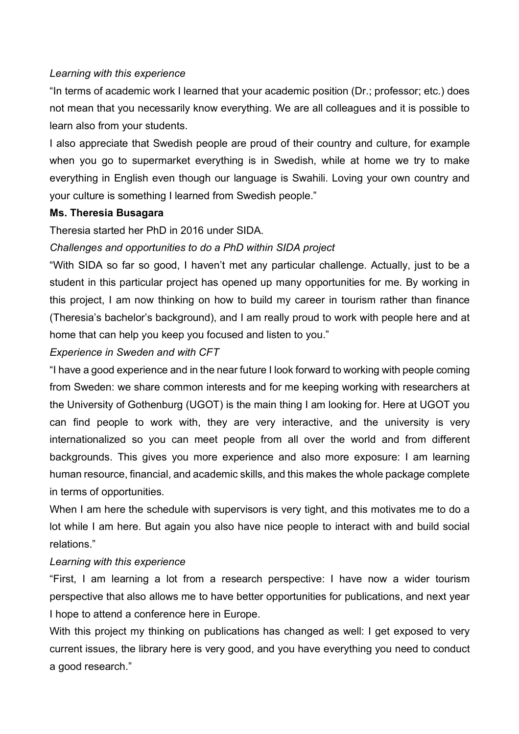*Learning with this experience*

"In terms of academic work I learned that your academic position (Dr.; professor; etc.) does not mean that you necessarily know everything. We are all colleagues and it is possible to learn also from your students.

I also appreciate that Swedish people are proud of their country and culture, for example when you go to supermarket everything is in Swedish, while at home we try to make everything in English even though our language is Swahili. Loving your own country and your culture is something I learned from Swedish people."

**Ms. Theresia Busagara**

Theresia started her PhD in 2016 under SIDA.

*Challenges and opportunities to do a PhD within SIDA project*

"With SIDA so far so good, I haven't met any particular challenge. Actually, just to be a student in this particular project has opened up many opportunities for me. By working in this project, I am now thinking on how to build my career in tourism rather than finance (Theresia's bachelor's background), and I am really proud to work with people here and at home that can help you keep you focused and listen to you."

*Experience in Sweden and with CFT*

"I have a good experience and in the near future I look forward to working with people coming from Sweden: we share common interests and for me keeping working with researchers at the University of Gothenburg (UGOT) is the main thing I am looking for. Here at UGOT you can find people to work with, they are very interactive, and the university is very internationalized so you can meet people from all over the world and from different backgrounds. This gives you more experience and also more exposure: I am learning human resource, financial, and academic skills, and this makes the whole package complete in terms of opportunities.

When I am here the schedule with supervisors is very tight, and this motivates me to do a lot while I am here. But again you also have nice people to interact with and build social relations."

*Learning with this experience*

"First, I am learning a lot from a research perspective: I have now a wider tourism perspective that also allows me to have better opportunities for publications, and next year I hope to attend a conference here in Europe.

With this project my thinking on publications has changed as well: I get exposed to very current issues, the library here is very good, and you have everything you need to conduct a good research."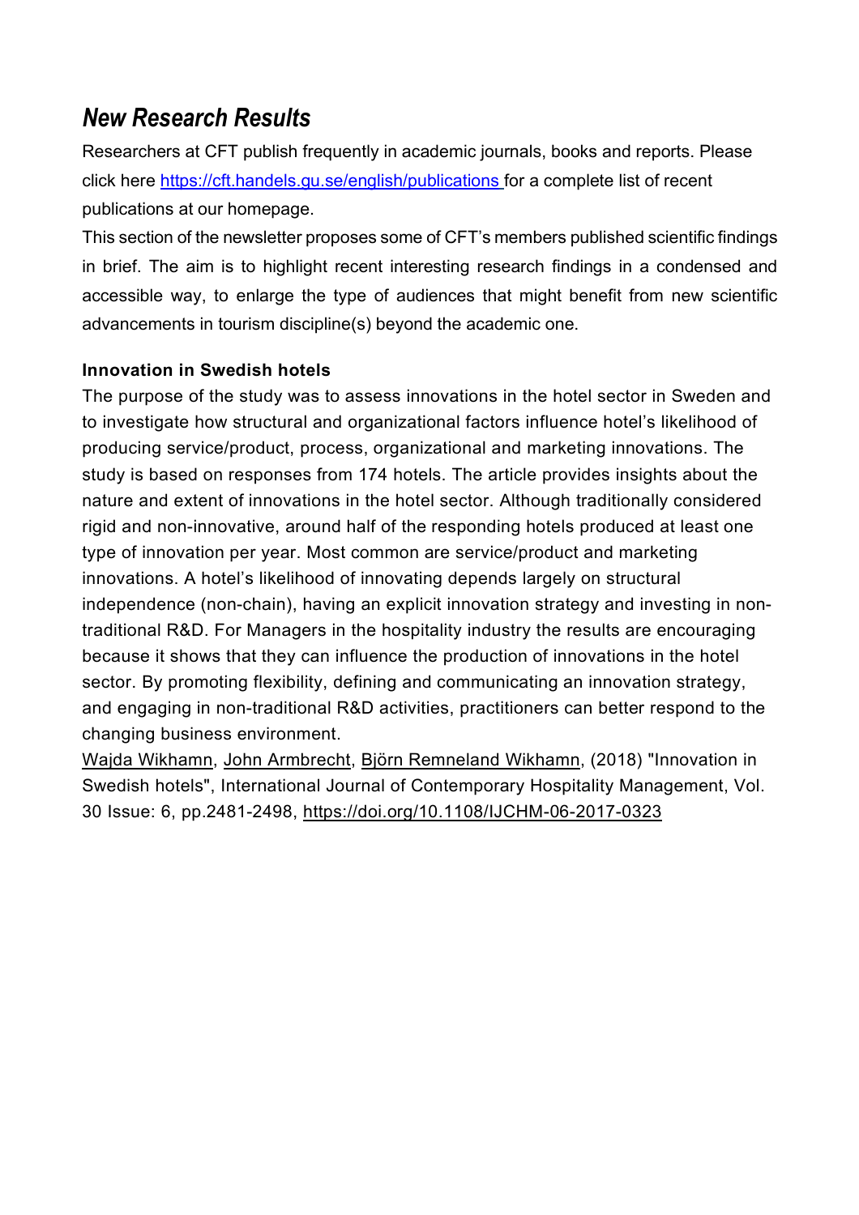# *New Research Results*

Researchers at CFT publish frequently in academic journals, books and reports. Please click here https://cft.handels.gu.se/english/publications for a complete list of recent publications at our homepage.

This section of the newsletter proposes some of CFT's members published scientific findings in brief. The aim is to highlight recent interesting research findings in a condensed and accessible way, to enlarge the type of audiences that might benefit from new scientific advancements in tourism discipline(s) beyond the academic one.

**Innovation in Swedish hotels**

The purpose of the study was to assess innovations in the hotel sector in Sweden and to investigate how structural and organizational factors influence hotel's likelihood of producing service/product, process, organizational and marketing innovations. The study is based on responses from 174 hotels. The article provides insights about the nature and extent of innovations in the hotel sector. Although traditionally considered rigid and non-innovative, around half of the responding hotels produced at least one type of innovation per year. Most common are service/product and marketing innovations. A hotel's likelihood of innovating depends largely on structural independence (non-chain), having an explicit innovation strategy and investing in non-traditional R&D. For Managers in the hospitality industry the results are encouraging because it shows that they can influence the production of innovations in the hotel sector. By promoting flexibility, defining and communicating an innovation strategy, and engaging in non-traditional R&D activities, practitioners can better respond to the changing business environment.

Wajda Wikhamn, John Armbrecht, Björn Remneland Wikhamn, (2018) "Innovation in Swedish hotels", International Journal of Contemporary Hospitality Management, Vol. 30 Issue: 6, pp.2481-2498, https://doi.org/10.1108/IJCHM-06-2017-0323